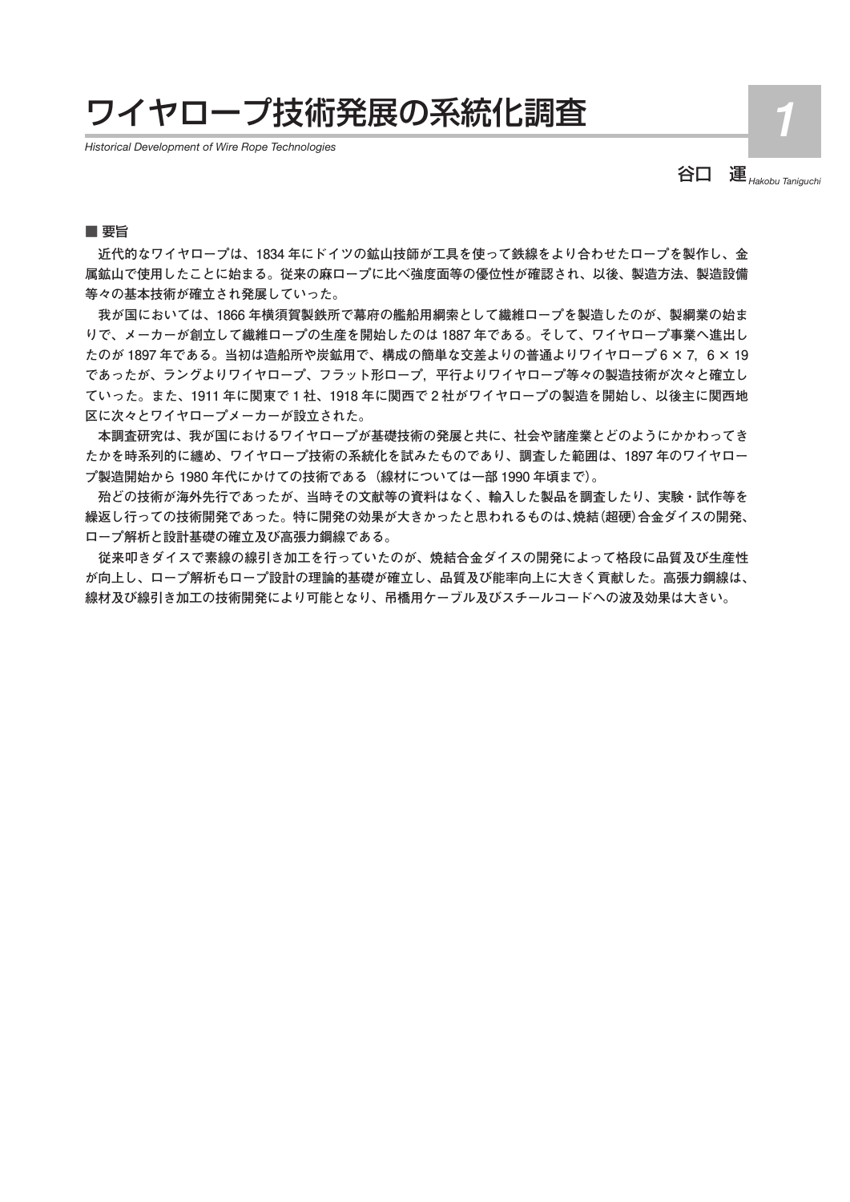# ワイヤロープ技術発展の系統化調査

*Historical Development of Wire Rope Technologies*

1

谷口　運 *Hakobu Taniguchi*

■ 要旨

近代的なワイヤロープは、1834 年にドイツの鉱山技師が工具を使って鉄線をより合わせたロープを製作し、金属鉱山で使用したことに始まる。従来の麻ロープに比べ強度面等の優位性が確認され、以後、製造方法、製造設備等々の基本技術が確立され発展していった。

我が国においては、1866 年横須賀製鉄所で幕府の艦船用綱索として繊維ロープを製造したのが、製綱業の始まりで、メーカーが創立して繊維ロープの生産を開始したのは 1887 年である。そして、ワイヤロープ事業へ進出したのが 1897 年である。当初は造船所や炭鉱用で、構成の簡単な交差よりの普通よりワイヤロープ 6 × 7，6 × 19 であったが、ラングよりワイヤロープ、フラット形ロープ，平行よりワイヤロープ等々の製造技術が次々と確立していった。また、1911 年に関東で 1 社、1918 年に関西で 2 社がワイヤロープの製造を開始し、以後主に関西地区に次々とワイヤロープメーカーが設立された。

本調査研究は、我が国におけるワイヤロープが基礎技術の発展と共に、社会や諸産業とどのようにかかわってきたかを時系列的に纏め、ワイヤロープ技術の系統化を試みたものであり、調査した範囲は、1897 年のワイヤロープ製造開始から 1980 年代にかけての技術である（線材については一部 1990 年頃まで）。

殆どの技術が海外先行であったが、当時その文献等の資料はなく、輸入した製品を調査したり、実験・試作等を繰返し行っての技術開発であった。特に開発の効果が大きかったと思われるものは､焼結(超硬)合金ダイスの開発、ロープ解析と設計基礎の確立及び高張力鋼線である。

従来叩きダイスで素線の線引き加工を行っていたのが、焼結合金ダイスの開発によって格段に品質及び生産性が向上し、ロープ解析もロープ設計の理論的基礎が確立し、品質及び能率向上に大きく貢献した。高張力鋼線は、線材及び線引き加工の技術開発により可能となり、吊橋用ケーブル及びスチールコードへの波及効果は大きい。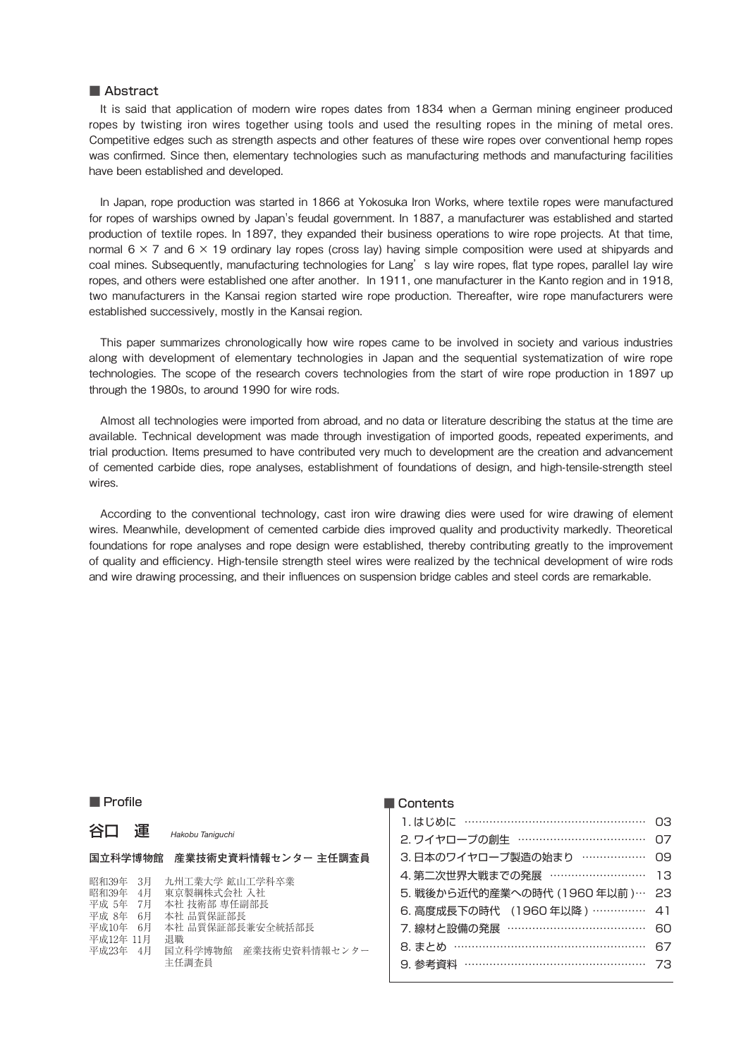## ■ Abstract

It is said that application of modern wire ropes dates from 1834 when a German mining engineer produced ropes by twisting iron wires together using tools and used the resulting ropes in the mining of metal ores. Competitive edges such as strength aspects and other features of these wire ropes over conventional hemp ropes was confirmed. Since then, elementary technologies such as manufacturing methods and manufacturing facilities have been established and developed.

In Japan, rope production was started in 1866 at Yokosuka Iron Works, where textile ropes were manufactured for ropes of warships owned by Japan's feudal government. In 1887, a manufacturer was established and started production of textile ropes. In 1897, they expanded their business operations to wire rope projects. At that time, normal 6 × 7 and 6 × 19 ordinary lay ropes (cross lay) having simple composition were used at shipyards and coal mines. Subsequently, manufacturing technologies for Lang' s lay wire ropes, flat type ropes, parallel lay wire ropes, and others were established one after another. In 1911, one manufacturer in the Kanto region and in 1918, two manufacturers in the Kansai region started wire rope production. Thereafter, wire rope manufacturers were established successively, mostly in the Kansai region.

This paper summarizes chronologically how wire ropes came to be involved in society and various industries along with development of elementary technologies in Japan and the sequential systematization of wire rope technologies. The scope of the research covers technologies from the start of wire rope production in 1897 up through the 1980s, to around 1990 for wire rods.

Almost all technologies were imported from abroad, and no data or literature describing the status at the time are available. Technical development was made through investigation of imported goods, repeated experiments, and trial production. Items presumed to have contributed very much to development are the creation and advancement of cemented carbide dies, rope analyses, establishment of foundations of design, and high-tensile-strength steel wires.

According to the conventional technology, cast iron wire drawing dies were used for wire drawing of element wires. Meanwhile, development of cemented carbide dies improved quality and productivity markedly. Theoretical foundations for rope analyses and rope design were established, thereby contributing greatly to the improvement of quality and efficiency. High-tensile strength steel wires were realized by the technical development of wire rods and wire drawing processing, and their influences on suspension bridge cables and steel cords are remarkable.

## ■ Profile

**谷口　運** *Hakobu Taniguchi*

**国立科学博物館　産業技術史資料情報センター 主任調査員**

| | |
|---|---|
| 昭和39年　3月 | 九州工業大学 鉱山工学科卒業 |
| 昭和39年　4月 | 東京製綱株式会社 入社 |
| 平成 5年　7月 | 本社 技術部 専任副部長 |
| 平成 8年　6月 | 本社 品質保証部長 |
| 平成10年　6月 | 本社 品質保証部長兼安全統括部長 |
| 平成12年 11月 | 退職 |
| 平成23年　4月 | 国立科学博物館　産業技術史資料情報センター 主任調査員 |

## ■ Contents

| | |
|---|---|
| 1. はじめに | 03 |
| 2. ワイヤロープの創生 | 07 |
| 3. 日本のワイヤロープ製造の始まり | 09 |
| 4. 第二次世界大戦までの発展 | 13 |
| 5. 戦後から近代的産業への時代（1960 年以前） | 23 |
| 6. 高度成長下の時代　（1960 年以降） | 41 |
| 7. 線材と設備の発展 | 60 |
| 8. まとめ | 67 |
| 9. 参考資料 | 73 |